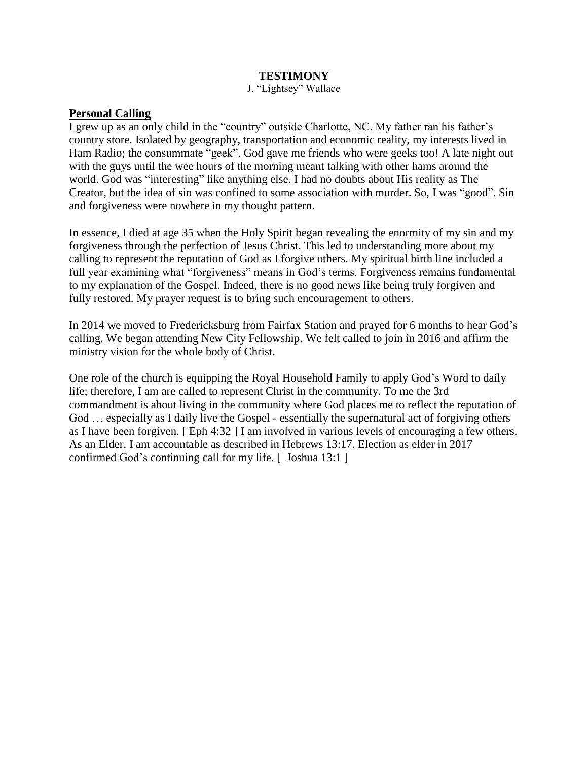**TESTIMONY**

J. "Lightsey" Wallace

**Personal Calling**

I grew up as an only child in the "country" outside Charlotte, NC. My father ran his father's country store. Isolated by geography, transportation and economic reality, my interests lived in Ham Radio; the consummate "geek". God gave me friends who were geeks too! A late night out with the guys until the wee hours of the morning meant talking with other hams around the world. God was "interesting" like anything else. I had no doubts about His reality as The Creator, but the idea of sin was confined to some association with murder. So, I was "good". Sin and forgiveness were nowhere in my thought pattern.

In essence, I died at age 35 when the Holy Spirit began revealing the enormity of my sin and my forgiveness through the perfection of Jesus Christ. This led to understanding more about my calling to represent the reputation of God as I forgive others. My spiritual birth line included a full year examining what "forgiveness" means in God's terms. Forgiveness remains fundamental to my explanation of the Gospel. Indeed, there is no good news like being truly forgiven and fully restored. My prayer request is to bring such encouragement to others.

In 2014 we moved to Fredericksburg from Fairfax Station and prayed for 6 months to hear God's calling. We began attending New City Fellowship. We felt called to join in 2016 and affirm the ministry vision for the whole body of Christ.

One role of the church is equipping the Royal Household Family to apply God's Word to daily life; therefore, I am are called to represent Christ in the community. To me the 3rd commandment is about living in the community where God places me to reflect the reputation of God … especially as I daily live the Gospel - essentially the supernatural act of forgiving others as I have been forgiven. [ Eph 4:32 ] I am involved in various levels of encouraging a few others. As an Elder, I am accountable as described in Hebrews 13:17. Election as elder in 2017 confirmed God's continuing call for my life. [ Joshua 13:1 ]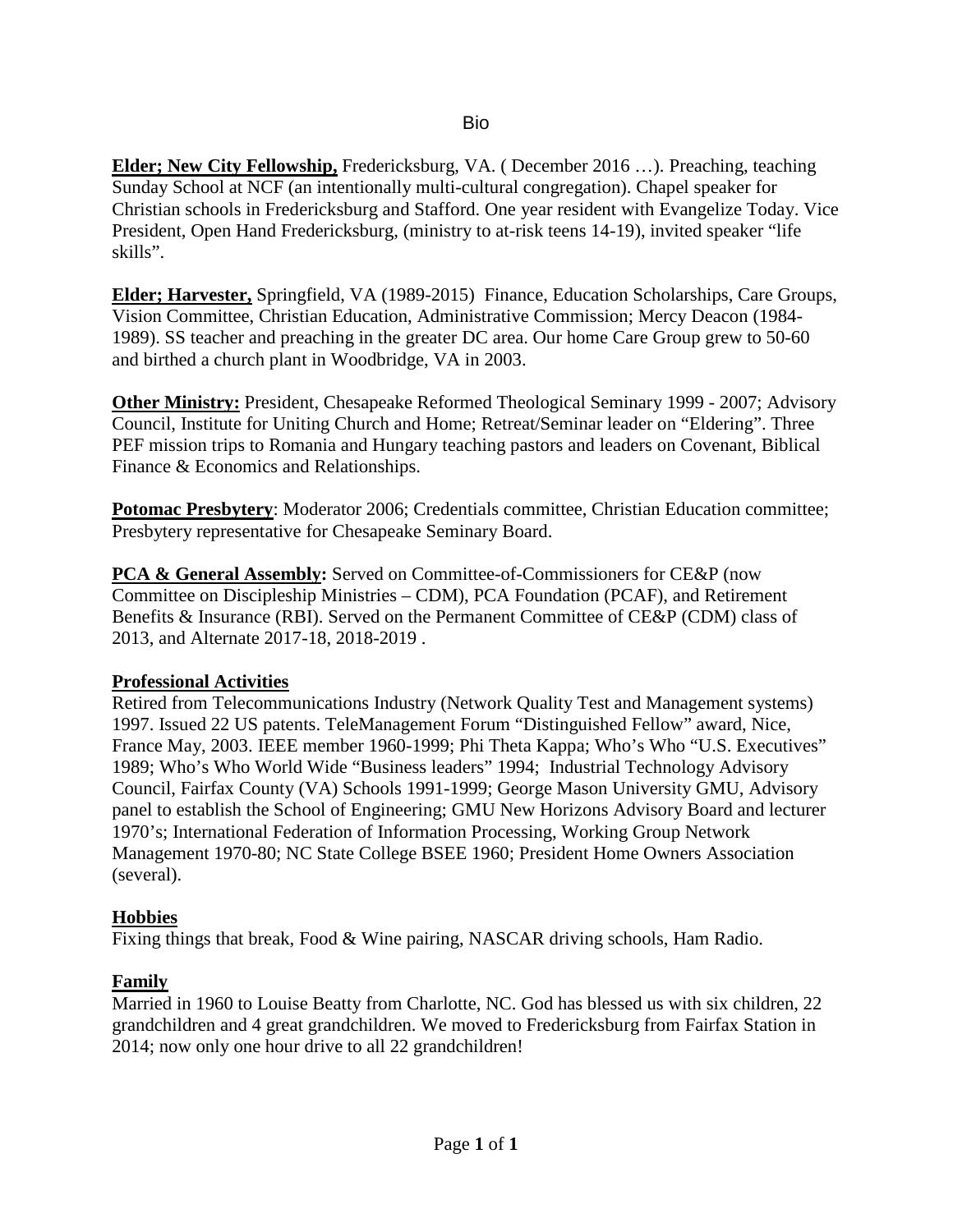# Bio

**Elder; New City Fellowship,** Fredericksburg, VA. ( December 2016 …). Preaching, teaching Sunday School at NCF (an intentionally multi-cultural congregation). Chapel speaker for Christian schools in Fredericksburg and Stafford. One year resident with Evangelize Today. Vice President, Open Hand Fredericksburg, (ministry to at-risk teens 14-19), invited speaker "life skills".

**Elder; Harvester,** Springfield, VA (1989-2015) Finance, Education Scholarships, Care Groups, Vision Committee, Christian Education, Administrative Commission; Mercy Deacon (1984-1989). SS teacher and preaching in the greater DC area. Our home Care Group grew to 50-60 and birthed a church plant in Woodbridge, VA in 2003.

**Other Ministry:** President, Chesapeake Reformed Theological Seminary 1999 - 2007; Advisory Council, Institute for Uniting Church and Home; Retreat/Seminar leader on "Eldering". Three PEF mission trips to Romania and Hungary teaching pastors and leaders on Covenant, Biblical Finance & Economics and Relationships.

**Potomac Presbytery**: Moderator 2006; Credentials committee, Christian Education committee; Presbytery representative for Chesapeake Seminary Board.

**PCA & General Assembly:** Served on Committee-of-Commissioners for CE&P (now Committee on Discipleship Ministries – CDM), PCA Foundation (PCAF), and Retirement Benefits & Insurance (RBI). Served on the Permanent Committee of CE&P (CDM) class of 2013, and Alternate 2017-18, 2018-2019 .

## Professional Activities

Retired from Telecommunications Industry (Network Quality Test and Management systems) 1997. Issued 22 US patents. TeleManagement Forum "Distinguished Fellow" award, Nice, France May, 2003. IEEE member 1960-1999; Phi Theta Kappa; Who's Who "U.S. Executives" 1989; Who's Who World Wide "Business leaders" 1994; Industrial Technology Advisory Council, Fairfax County (VA) Schools 1991-1999; George Mason University GMU, Advisory panel to establish the School of Engineering; GMU New Horizons Advisory Board and lecturer 1970's; International Federation of Information Processing, Working Group Network Management 1970-80; NC State College BSEE 1960; President Home Owners Association (several).

## Hobbies

Fixing things that break, Food & Wine pairing, NASCAR driving schools, Ham Radio.

## Family

Married in 1960 to Louise Beatty from Charlotte, NC. God has blessed us with six children, 22 grandchildren and 4 great grandchildren. We moved to Fredericksburg from Fairfax Station in 2014; now only one hour drive to all 22 grandchildren!